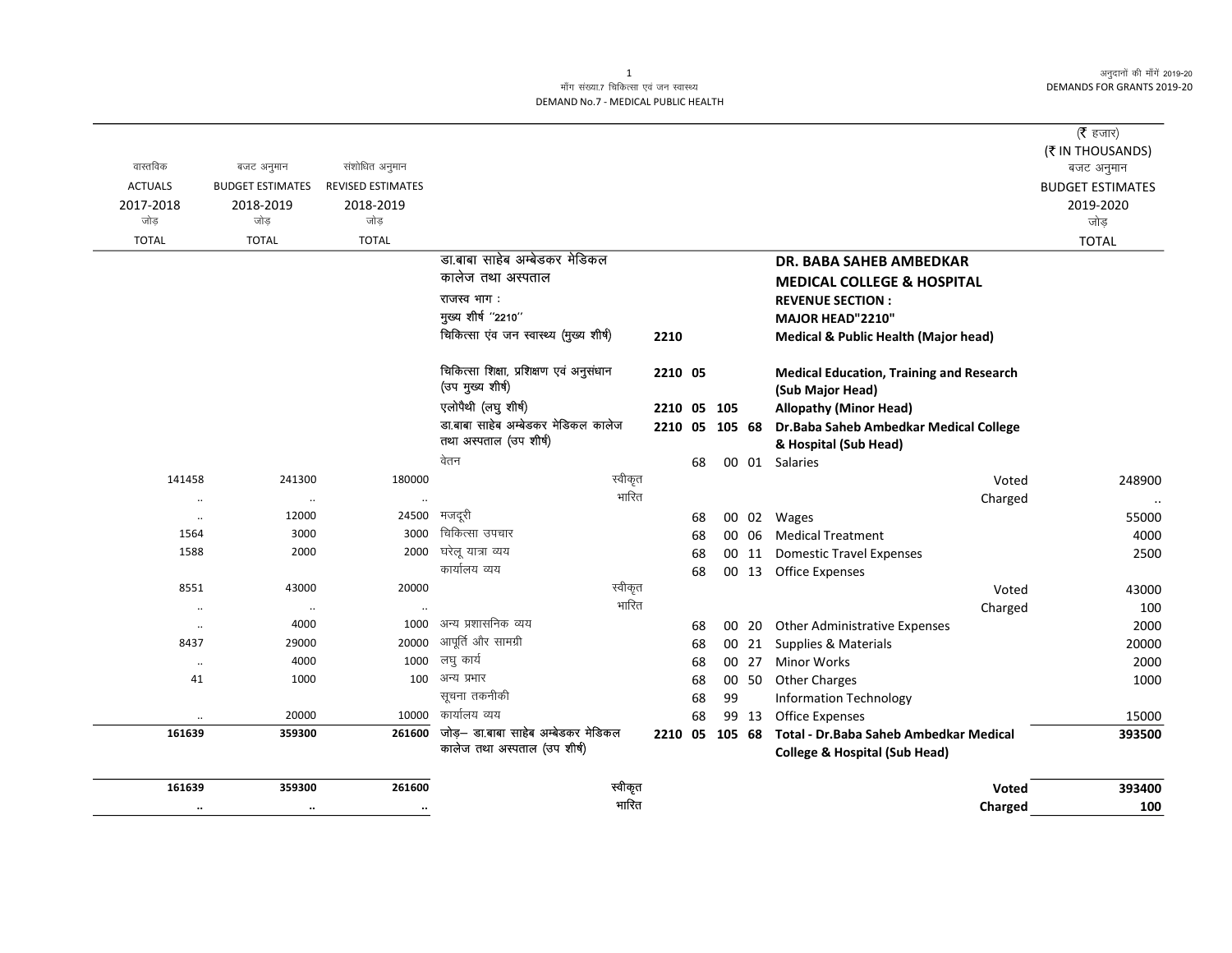मॉंग संख्या.7 चिकित्सा एवं जन स्वास्थ्य
DEMAND No.7 - MEDICAL PUBLIC HEALTH

अनुदानों की मॉंगें 2019-20
DEMANDS FOR GRANTS 2019-20

(₹ हजार)
(₹ IN THOUSANDS)

| वास्तविक ACTUALS 2017-2018 जोड़ TOTAL | बजट अनुमान BUDGET ESTIMATES 2018-2019 जोड़ TOTAL | संशोधित अनुमान REVISED ESTIMATES 2018-2019 जोड़ TOTAL | | | | बजट अनुमान BUDGET ESTIMATES 2019-2020 जोड़ TOTAL |
|---|---|---|---|---|---|---|
| | | | डा.बाबा साहेब अम्बेडकर मेडिकल कालेज तथा अस्पताल | | **DR. BABA SAHEB AMBEDKAR MEDICAL COLLEGE & HOSPITAL** | |
| | | | राजस्व भाग : | | **REVENUE SECTION :** | |
| | | | मुख्य शीर्ष ''2210'' | | **MAJOR HEAD"2210"** | |
| | | | चिकित्सा एंव जन स्वास्थ्य (मुख्य शीर्ष) | 2210 | **Medical & Public Health (Major head)** | |
| | | | चिकित्सा शिक्षा, प्रशिक्षण एवं अनुसंधान (उप मुख्य शीर्ष) | 2210 05 | **Medical Education, Training and Research (Sub Major Head)** | |
| | | | एलोपैथी (लघु शीर्ष) | 2210 05 105 | **Allopathy (Minor Head)** | |
| | | | डा.बाबा साहेब अम्बेडकर मेडिकल कालेज तथा अस्पताल (उप शीर्ष) | 2210 05 105 68 | **Dr.Baba Saheb Ambedkar Medical College & Hospital (Sub Head)** | |
| | | | वेतन | 68 00 01 | Salaries | |
| 141458 | 241300 | 180000 | स्वीकृत | | Voted | 248900 |
| .. | .. | .. | भारित | | Charged | .. |
| .. | 12000 | 24500 | मजदूरी | 68 00 02 | Wages | 55000 |
| 1564 | 3000 | 3000 | चिकित्सा उपचार | 68 00 06 | Medical Treatment | 4000 |
| 1588 | 2000 | 2000 | घरेलू यात्रा व्यय | 68 00 11 | Domestic Travel Expenses | 2500 |
| | | | कार्यालय व्यय | 68 00 13 | Office Expenses | |
| 8551 | 43000 | 20000 | स्वीकृत | | Voted | 43000 |
| .. | .. | .. | भारित | | Charged | 100 |
| .. | 4000 | 1000 | अन्य प्रशासनिक व्यय | 68 00 20 | Other Administrative Expenses | 2000 |
| 8437 | 29000 | 20000 | आपूर्ति और सामग्री | 68 00 21 | Supplies & Materials | 20000 |
| .. | 4000 | 1000 | लघु कार्य | 68 00 27 | Minor Works | 2000 |
| 41 | 1000 | 100 | अन्य प्रभार | 68 00 50 | Other Charges | 1000 |
| | | | सूचना तकनीकी | 68 99 | Information Technology | |
| .. | 20000 | 10000 | कार्यालय व्यय | 68 99 13 | Office Expenses | 15000 |
| **161639** | **359300** | **261600** | जोड़– डा.बाबा साहेब अम्बेडकर मेडिकल कालेज तथा अस्पताल (उप शीर्ष) | 2210 05 105 68 | **Total - Dr.Baba Saheb Ambedkar Medical College & Hospital (Sub Head)** | **393500** |
| **161639** | **359300** | **261600** | स्वीकृत | | **Voted** | **393400** |
| **..** | **..** | **..** | भारित | | **Charged** | **100** |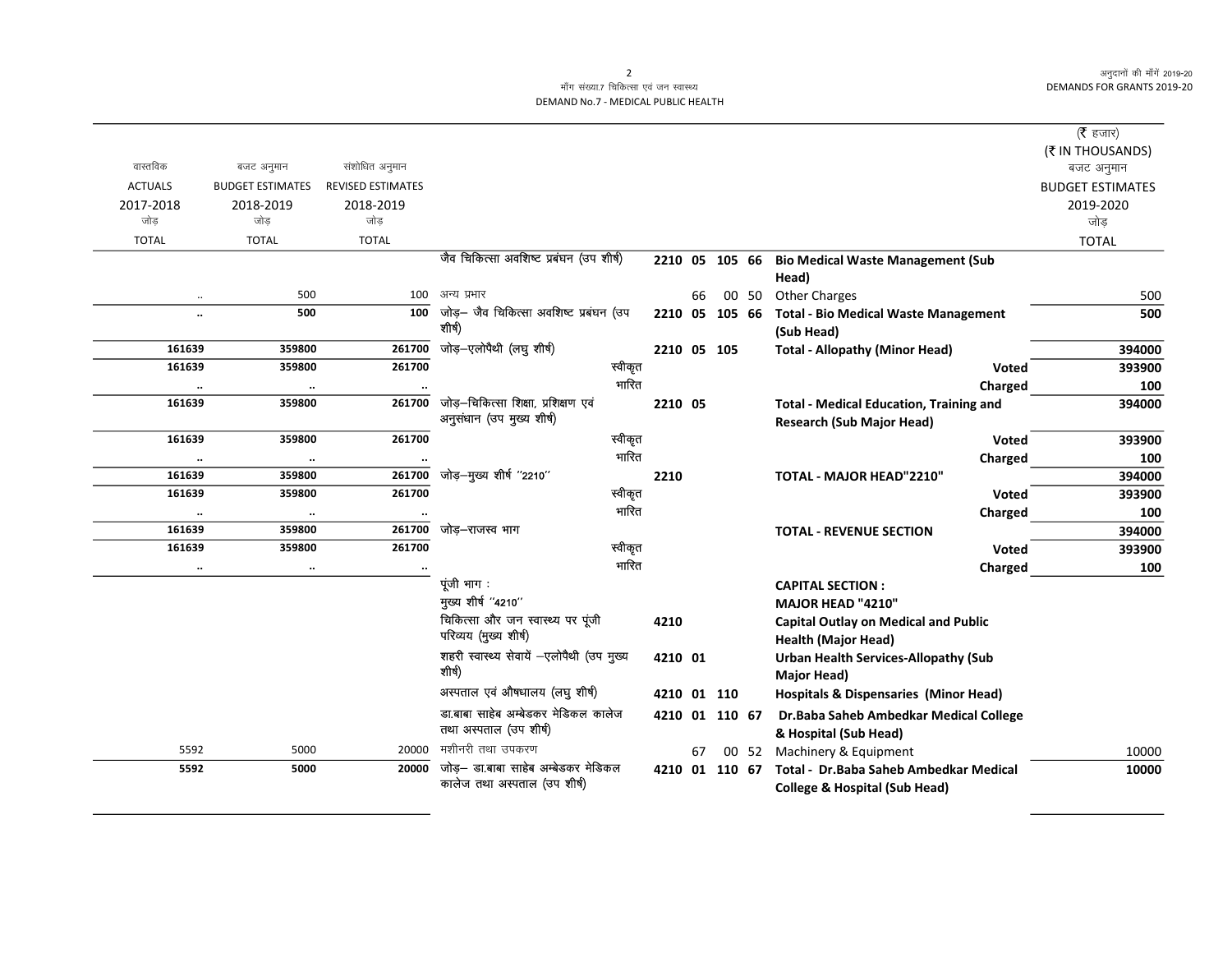मॉंग संख्या.7 चिकित्सा एवं जन स्वास्थ्य
DEMAND No.7 - MEDICAL PUBLIC HEALTH

अनुदानों की मॉंगें 2019-20
DEMANDS FOR GRANTS 2019-20

(₹ हजार)
(₹ IN THOUSANDS)

| वास्तविक ACTUALS 2017-2018 जोड़ TOTAL | बजट अनुमान BUDGET ESTIMATES 2018-2019 जोड़ TOTAL | संशोधित अनुमान REVISED ESTIMATES 2018-2019 जोड़ TOTAL | | | | बजट अनुमान BUDGET ESTIMATES 2019-2020 जोड़ TOTAL |
|---|---|---|---|---|---|---|
| | | | जैव चिकित्सा अवशिष्ट प्रबंघन (उप शीर्ष) | 2210 05 105 66 | Bio Medical Waste Management (Sub Head) | |
| .. | 500 | 100 | अन्य प्रभार | 66 00 50 | Other Charges | 500 |
| .. | 500 | 100 | जोड़– जैव चिकित्सा अवशिष्ट प्रबंघन (उप शीर्ष) | 2210 05 105 66 | Total - Bio Medical Waste Management (Sub Head) | 500 |
| 161639 | 359800 | 261700 | जोड़–एलोपैथी (लघु शीर्ष) | 2210 05 105 | Total - Allopathy (Minor Head) | 394000 |
| 161639 | 359800 | 261700 | स्वीकृत | | Voted | 393900 |
| .. | .. | .. | भारित | | Charged | 100 |
| 161639 | 359800 | 261700 | जोड़–चिकित्सा शिक्षा, प्रशिक्षण एवं अनुसंधान (उप मुख्य शीर्ष) | 2210 05 | Total - Medical Education, Training and Research (Sub Major Head) | 394000 |
| 161639 | 359800 | 261700 | स्वीकृत | | Voted | 393900 |
| .. | .. | .. | भारित | | Charged | 100 |
| 161639 | 359800 | 261700 | जोड़–मुख्य शीर्ष "2210" | 2210 | TOTAL - MAJOR HEAD"2210" | 394000 |
| 161639 | 359800 | 261700 | स्वीकृत | | Voted | 393900 |
| .. | .. | .. | भारित | | Charged | 100 |
| 161639 | 359800 | 261700 | जोड़–राजस्व भाग | | TOTAL - REVENUE SECTION | 394000 |
| 161639 | 359800 | 261700 | स्वीकृत | | Voted | 393900 |
| .. | .. | .. | भारित | | Charged | 100 |
| | | | पूंजी भाग : | | CAPITAL SECTION : | |
| | | | मुख्य शीर्ष "4210" | | MAJOR HEAD "4210" | |
| | | | चिकित्सा और जन स्वास्थ्य पर पूंजी परिव्यय (मुख्य शीर्ष) | 4210 | Capital Outlay on Medical and Public Health (Major Head) | |
| | | | शहरी स्वास्थ्य सेवायें –एलोपैथी (उप मुख्य शीर्ष) | 4210 01 | Urban Health Services-Allopathy (Sub Major Head) | |
| | | | अस्पताल एवं औषधालय (लघु शीर्ष) | 4210 01 110 | Hospitals & Dispensaries (Minor Head) | |
| | | | डा.बाबा साहेब अम्बेडकर मेडिकल कालेज तथा अस्पताल (उप शीर्ष) | 4210 01 110 67 | Dr.Baba Saheb Ambedkar Medical College & Hospital (Sub Head) | |
| 5592 | 5000 | 20000 | मशीनरी तथा उपकरण | 67 00 52 | Machinery & Equipment | 10000 |
| 5592 | 5000 | 20000 | जोड़– डा.बाबा साहेब अम्बेडकर मेडिकल कालेज तथा अस्पताल (उप शीर्ष) | 4210 01 110 67 | Total - Dr.Baba Saheb Ambedkar Medical College & Hospital (Sub Head) | 10000 |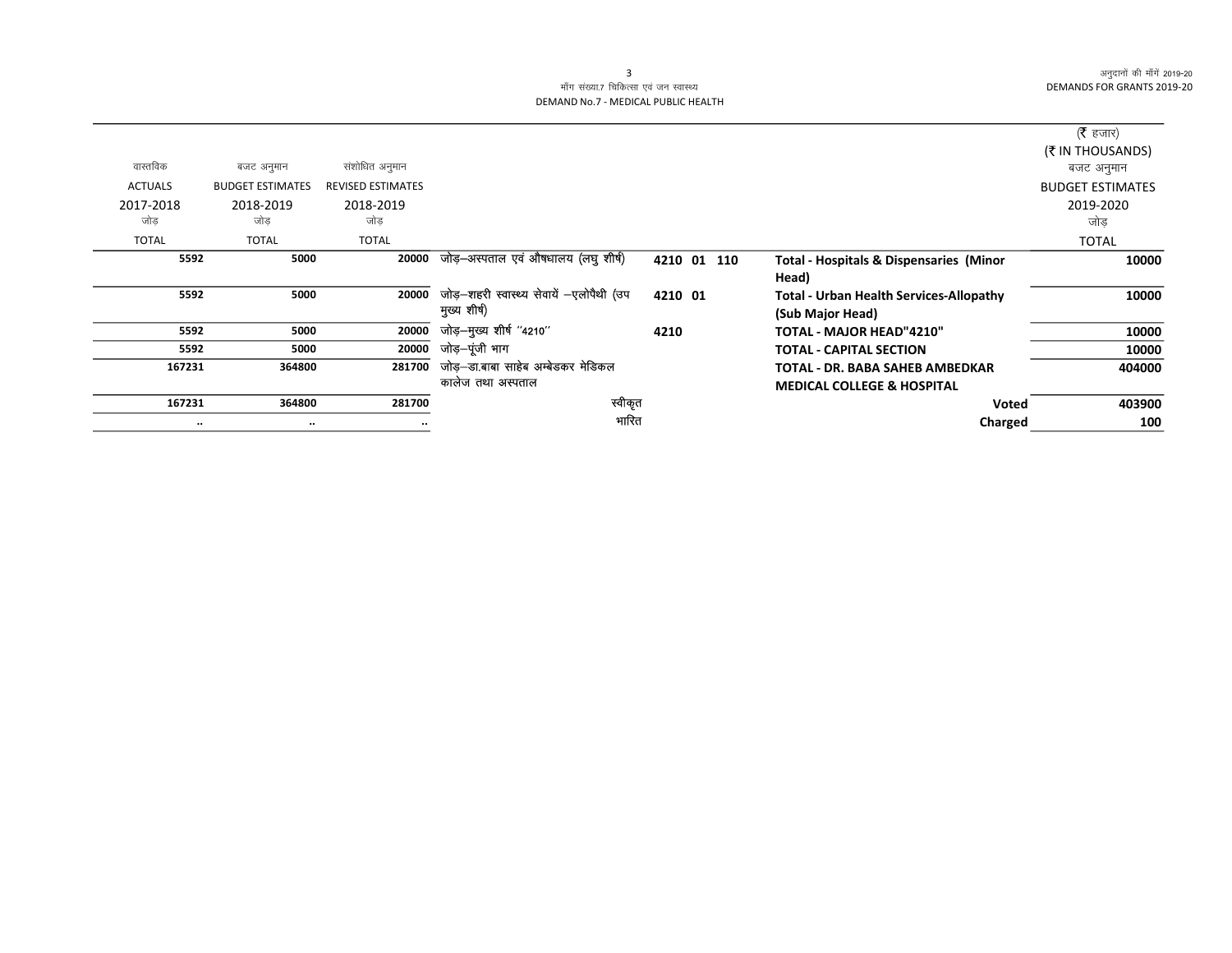मॉंग संख्या.7 चिकित्सा एवं जन स्वास्थ्य

DEMAND No.7 - MEDICAL PUBLIC HEALTH

| वास्तविक ACTUALS 2017-2018 जोड़ TOTAL | बजट अनुमान BUDGET ESTIMATES 2018-2019 जोड़ TOTAL | संशोधित अनुमान REVISED ESTIMATES 2018-2019 जोड़ TOTAL | | | | (₹ हजार) (₹ IN THOUSANDS) बजट अनुमान BUDGET ESTIMATES 2019-2020 जोड़ TOTAL |
|---|---|---|---|---|---|---|
| 5592 | 5000 | 20000 | जोड़–अस्पताल एवं औषधालय (लघु शीर्ष) | 4210 01 110 | Total - Hospitals & Dispensaries (Minor Head) | 10000 |
| 5592 | 5000 | 20000 | जोड़–शहरी स्वास्थ्य सेवायें –एलोपैथी (उप मुख्य शीर्ष) | 4210 01 | Total - Urban Health Services-Allopathy (Sub Major Head) | 10000 |
| 5592 | 5000 | 20000 | जोड़–मुख्य शीर्ष ''4210'' | 4210 | TOTAL - MAJOR HEAD"4210" | 10000 |
| 5592 | 5000 | 20000 | जोड़–पूंजी भाग | | TOTAL - CAPITAL SECTION | 10000 |
| 167231 | 364800 | 281700 | जोड़–डा.बाबा साहेब अम्बेडकर मेडिकल कालेज तथा अस्पताल | | TOTAL - DR. BABA SAHEB AMBEDKAR MEDICAL COLLEGE & HOSPITAL | 404000 |
| 167231 | 364800 | 281700 | स्वीकृत | | Voted | 403900 |
| .. | .. | .. | भारित | | Charged | 100 |